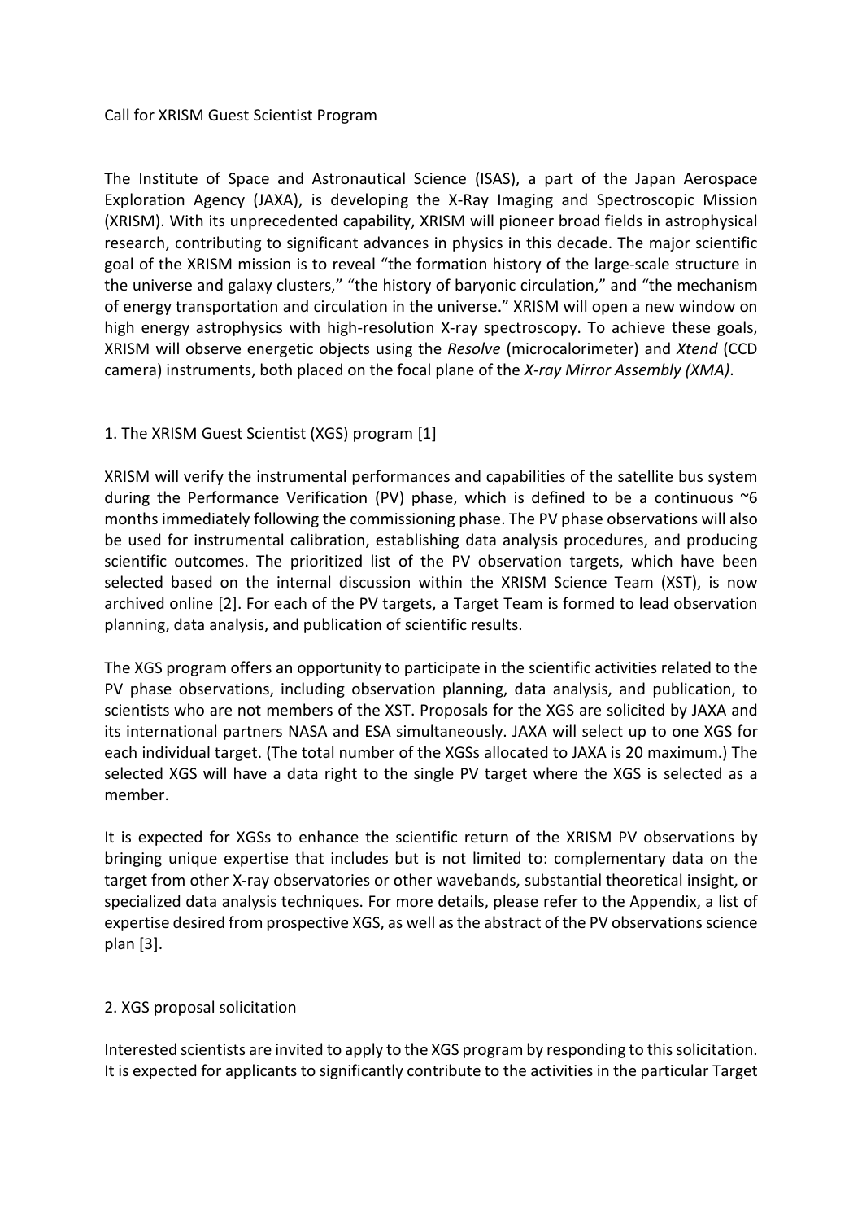# Call for XRISM Guest Scientist Program

The Institute of Space and Astronautical Science (ISAS), a part of the Japan Aerospace Exploration Agency (JAXA), is developing the X-Ray Imaging and Spectroscopic Mission (XRISM). With its unprecedented capability, XRISM will pioneer broad fields in astrophysical research, contributing to significant advances in physics in this decade. The major scientific goal of the XRISM mission is to reveal "the formation history of the large-scale structure in the universe and galaxy clusters," "the history of baryonic circulation," and "the mechanism of energy transportation and circulation in the universe." XRISM will open a new window on high energy astrophysics with high-resolution X-ray spectroscopy. To achieve these goals, XRISM will observe energetic objects using the *Resolve* (microcalorimeter) and *Xtend* (CCD camera) instruments, both placed on the focal plane of the *X-ray Mirror Assembly (XMA)*.

## 1. The XRISM Guest Scientist (XGS) program [1]

XRISM will verify the instrumental performances and capabilities of the satellite bus system during the Performance Verification (PV) phase, which is defined to be a continuous ~6 months immediately following the commissioning phase. The PV phase observations will also be used for instrumental calibration, establishing data analysis procedures, and producing scientific outcomes. The prioritized list of the PV observation targets, which have been selected based on the internal discussion within the XRISM Science Team (XST), is now archived online [2]. For each of the PV targets, a Target Team is formed to lead observation planning, data analysis, and publication of scientific results.

The XGS program offers an opportunity to participate in the scientific activities related to the PV phase observations, including observation planning, data analysis, and publication, to scientists who are not members of the XST. Proposals for the XGS are solicited by JAXA and its international partners NASA and ESA simultaneously. JAXA will select up to one XGS for each individual target. (The total number of the XGSs allocated to JAXA is 20 maximum.) The selected XGS will have a data right to the single PV target where the XGS is selected as a member.

It is expected for XGSs to enhance the scientific return of the XRISM PV observations by bringing unique expertise that includes but is not limited to: complementary data on the target from other X-ray observatories or other wavebands, substantial theoretical insight, or specialized data analysis techniques. For more details, please refer to the Appendix, a list of expertise desired from prospective XGS, as well as the abstract of the PV observations science plan [3].

## 2. XGS proposal solicitation

Interested scientists are invited to apply to the XGS program by responding to this solicitation. It is expected for applicants to significantly contribute to the activities in the particular Target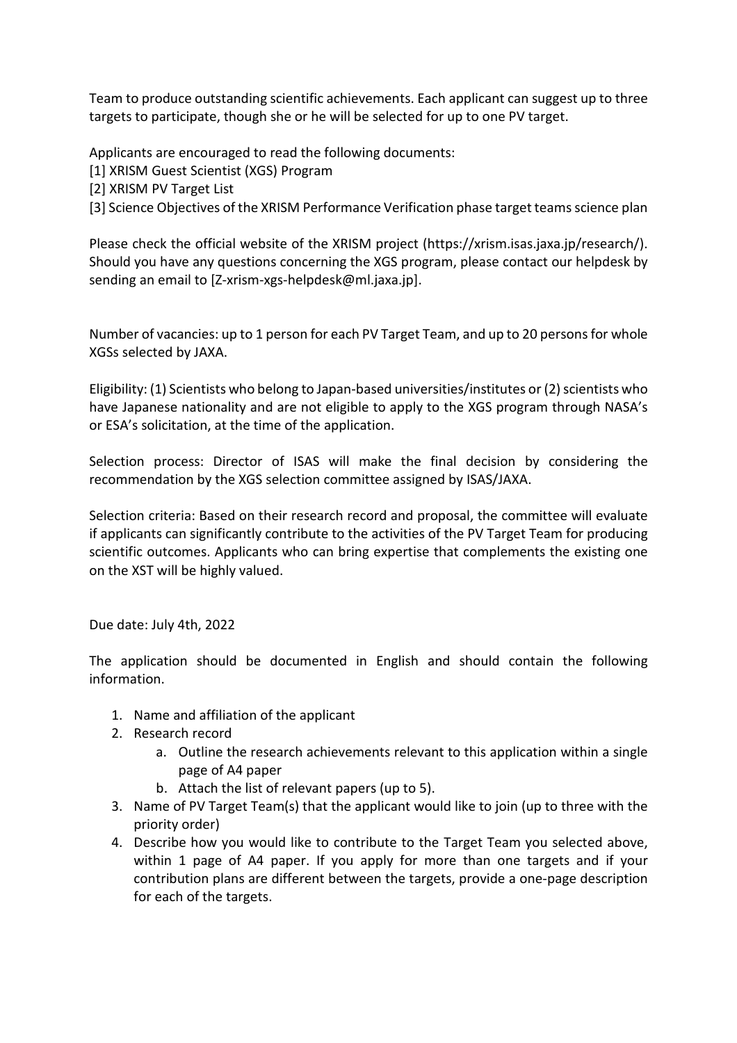Team to produce outstanding scientific achievements. Each applicant can suggest up to three targets to participate, though she or he will be selected for up to one PV target.

Applicants are encouraged to read the following documents:

[1] XRISM Guest Scientist (XGS) Program
[2] XRISM PV Target List
[3] Science Objectives of the XRISM Performance Verification phase target teams science plan

Please check the official website of the XRISM project (https://xrism.isas.jaxa.jp/research/). Should you have any questions concerning the XGS program, please contact our helpdesk by sending an email to [Z-xrism-xgs-helpdesk@ml.jaxa.jp].

Number of vacancies: up to 1 person for each PV Target Team, and up to 20 persons for whole XGSs selected by JAXA.

Eligibility: (1) Scientists who belong to Japan-based universities/institutes or (2) scientists who have Japanese nationality and are not eligible to apply to the XGS program through NASA's or ESA's solicitation, at the time of the application.

Selection process: Director of ISAS will make the final decision by considering the recommendation by the XGS selection committee assigned by ISAS/JAXA.

Selection criteria: Based on their research record and proposal, the committee will evaluate if applicants can significantly contribute to the activities of the PV Target Team for producing scientific outcomes. Applicants who can bring expertise that complements the existing one on the XST will be highly valued.

Due date: July 4th, 2022

The application should be documented in English and should contain the following information.

1. Name and affiliation of the applicant
2. Research record
   a. Outline the research achievements relevant to this application within a single page of A4 paper
   b. Attach the list of relevant papers (up to 5).
3. Name of PV Target Team(s) that the applicant would like to join (up to three with the priority order)
4. Describe how you would like to contribute to the Target Team you selected above, within 1 page of A4 paper. If you apply for more than one targets and if your contribution plans are different between the targets, provide a one-page description for each of the targets.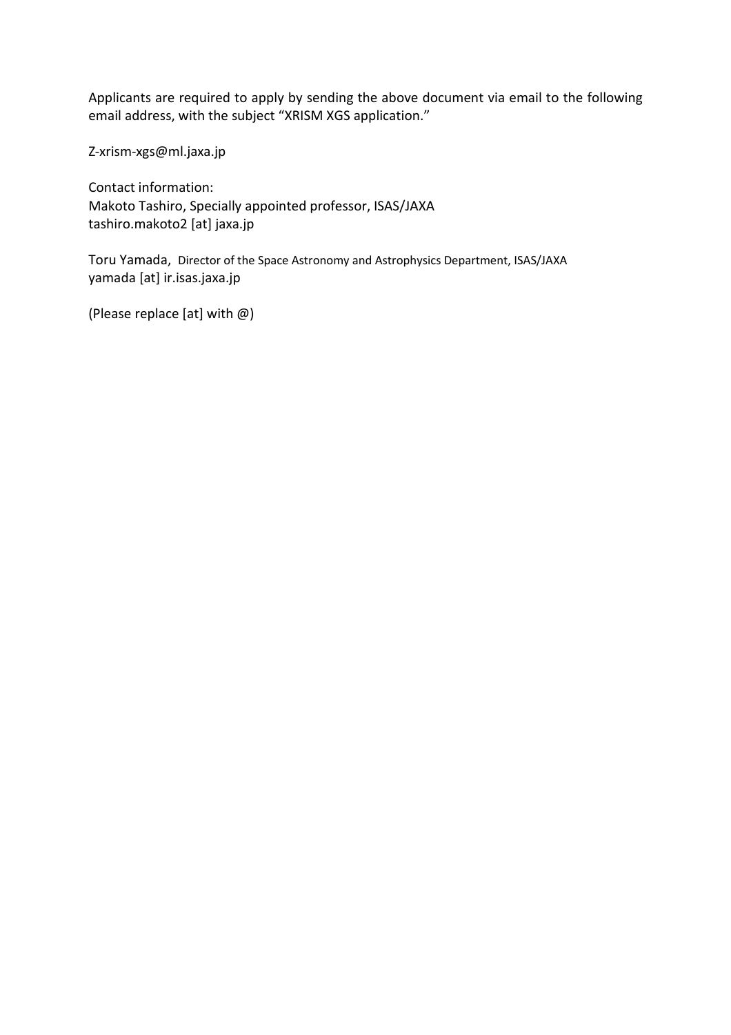Applicants are required to apply by sending the above document via email to the following email address, with the subject "XRISM XGS application."

Z-xrism-xgs@ml.jaxa.jp

Contact information:
Makoto Tashiro, Specially appointed professor, ISAS/JAXA
tashiro.makoto2 [at] jaxa.jp

Toru Yamada, Director of the Space Astronomy and Astrophysics Department, ISAS/JAXA
yamada [at] ir.isas.jaxa.jp

(Please replace [at] with @)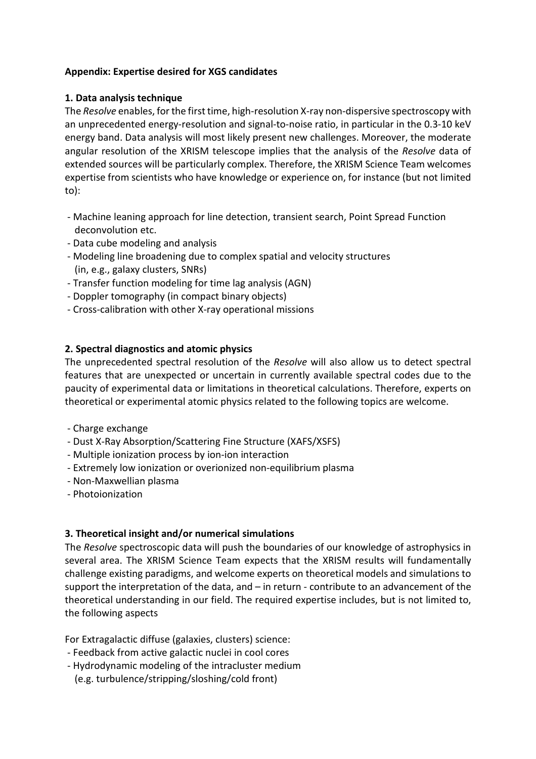**Appendix: Expertise desired for XGS candidates**

**1. Data analysis technique**

The *Resolve* enables, for the first time, high-resolution X-ray non-dispersive spectroscopy with an unprecedented energy-resolution and signal-to-noise ratio, in particular in the 0.3-10 keV energy band. Data analysis will most likely present new challenges. Moreover, the moderate angular resolution of the XRISM telescope implies that the analysis of the *Resolve* data of extended sources will be particularly complex. Therefore, the XRISM Science Team welcomes expertise from scientists who have knowledge or experience on, for instance (but not limited to):

- Machine leaning approach for line detection, transient search, Point Spread Function deconvolution etc.
- Data cube modeling and analysis
- Modeling line broadening due to complex spatial and velocity structures (in, e.g., galaxy clusters, SNRs)
- Transfer function modeling for time lag analysis (AGN)
- Doppler tomography (in compact binary objects)
- Cross-calibration with other X-ray operational missions

**2. Spectral diagnostics and atomic physics**

The unprecedented spectral resolution of the *Resolve* will also allow us to detect spectral features that are unexpected or uncertain in currently available spectral codes due to the paucity of experimental data or limitations in theoretical calculations. Therefore, experts on theoretical or experimental atomic physics related to the following topics are welcome.

- Charge exchange
- Dust X-Ray Absorption/Scattering Fine Structure (XAFS/XSFS)
- Multiple ionization process by ion-ion interaction
- Extremely low ionization or overionized non-equilibrium plasma
- Non-Maxwellian plasma
- Photoionization

**3. Theoretical insight and/or numerical simulations**

The *Resolve* spectroscopic data will push the boundaries of our knowledge of astrophysics in several area. The XRISM Science Team expects that the XRISM results will fundamentally challenge existing paradigms, and welcome experts on theoretical models and simulations to support the interpretation of the data, and – in return - contribute to an advancement of the theoretical understanding in our field. The required expertise includes, but is not limited to, the following aspects

For Extragalactic diffuse (galaxies, clusters) science:

- Feedback from active galactic nuclei in cool cores
- Hydrodynamic modeling of the intracluster medium (e.g. turbulence/stripping/sloshing/cold front)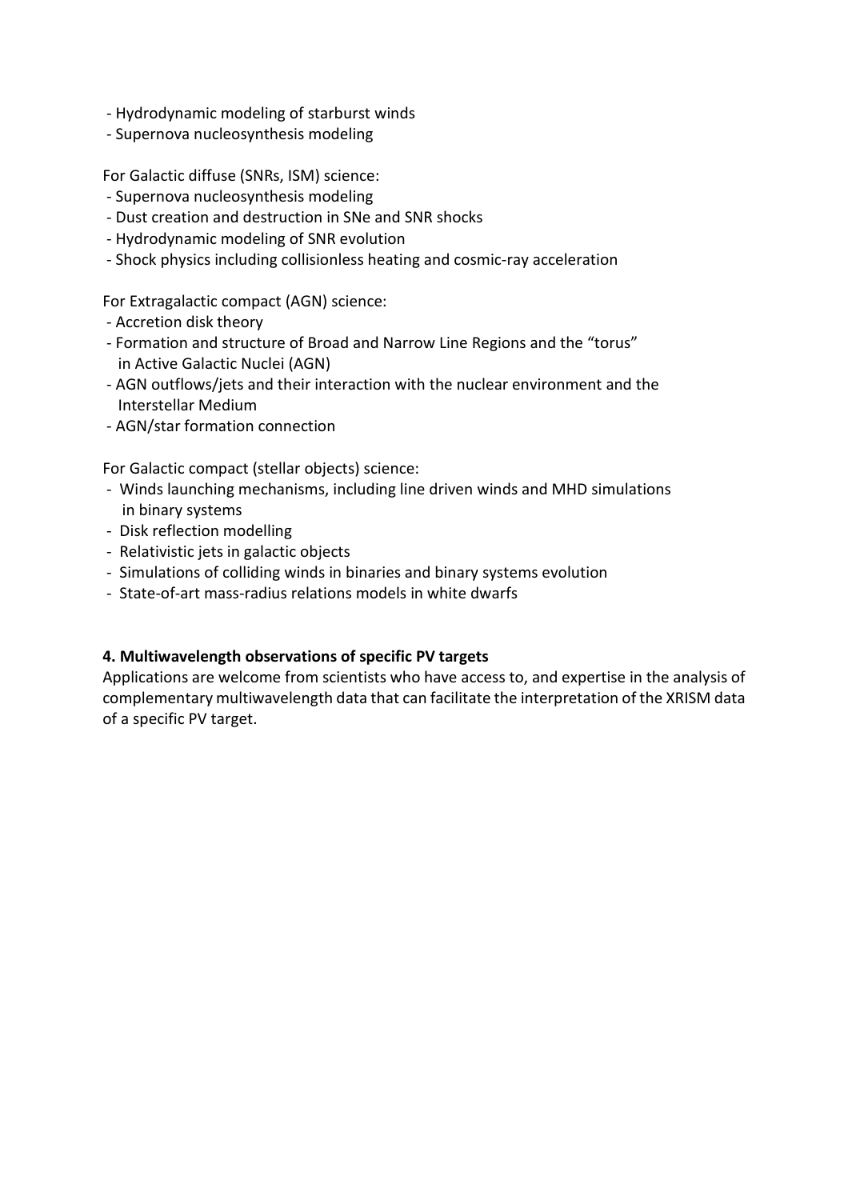- Hydrodynamic modeling of starburst winds
- Supernova nucleosynthesis modeling

For Galactic diffuse (SNRs, ISM) science:

- Supernova nucleosynthesis modeling
- Dust creation and destruction in SNe and SNR shocks
- Hydrodynamic modeling of SNR evolution
- Shock physics including collisionless heating and cosmic-ray acceleration

For Extragalactic compact (AGN) science:

- Accretion disk theory
- Formation and structure of Broad and Narrow Line Regions and the “torus” in Active Galactic Nuclei (AGN)
- AGN outflows/jets and their interaction with the nuclear environment and the Interstellar Medium
- AGN/star formation connection

For Galactic compact (stellar objects) science:

- Winds launching mechanisms, including line driven winds and MHD simulations in binary systems
- Disk reflection modelling
- Relativistic jets in galactic objects
- Simulations of colliding winds in binaries and binary systems evolution
- State-of-art mass-radius relations models in white dwarfs

**4. Multiwavelength observations of specific PV targets**

Applications are welcome from scientists who have access to, and expertise in the analysis of complementary multiwavelength data that can facilitate the interpretation of the XRISM data of a specific PV target.